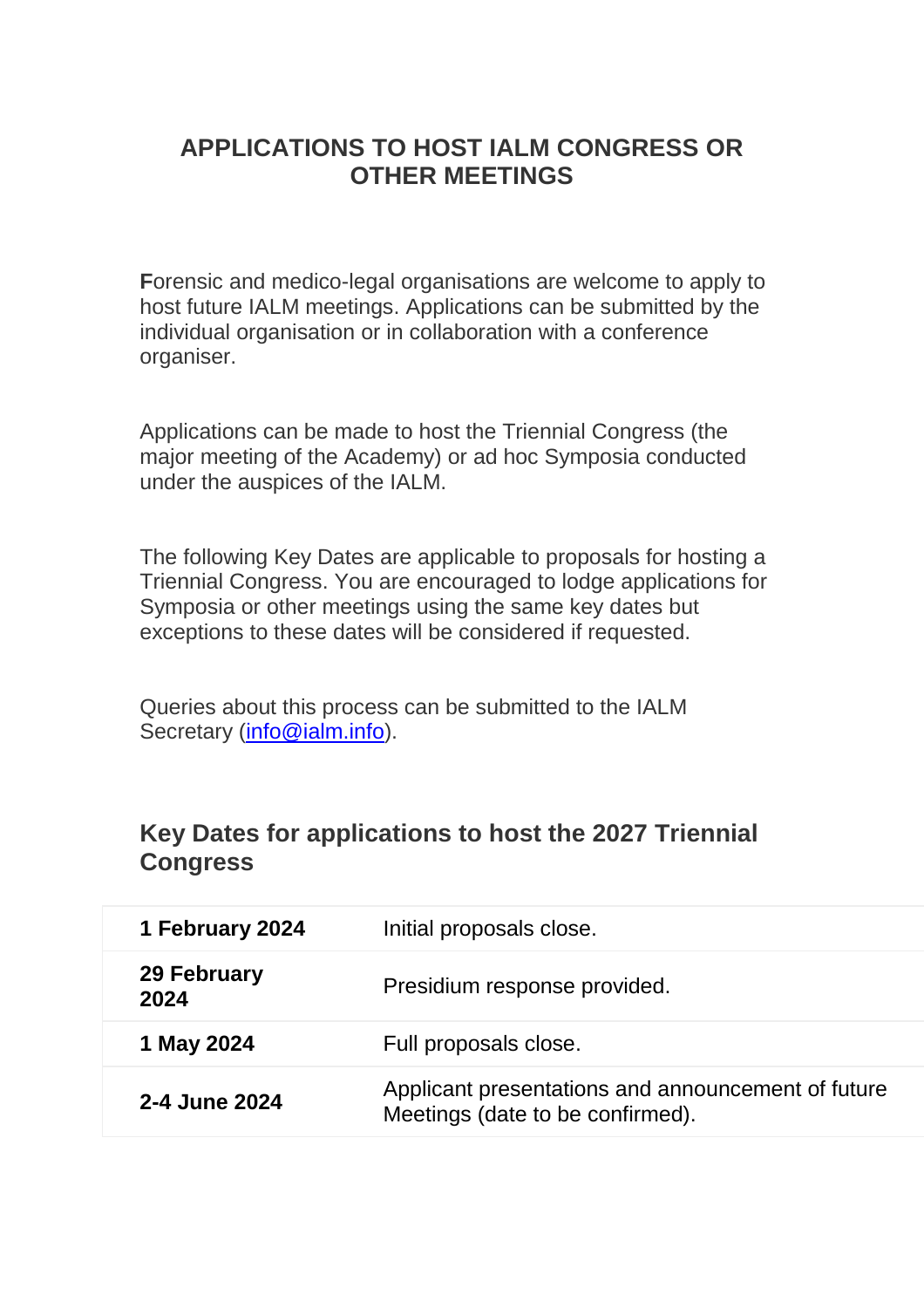# APPLICATIONS TO HOST IALM CONGRESS OR OTHER MEETINGS

**F**orensic and medico-legal organisations are welcome to apply to host future IALM meetings. Applications can be submitted by the individual organisation or in collaboration with a conference organiser.

Applications can be made to host the Triennial Congress (the major meeting of the Academy) or ad hoc Symposia conducted under the auspices of the IALM.

The following Key Dates are applicable to proposals for hosting a Triennial Congress. You are encouraged to lodge applications for Symposia or other meetings using the same key dates but exceptions to these dates will be considered if requested.

Queries about this process can be submitted to the IALM Secretary (info@ialm.info).

## Key Dates for applications to host the 2027 Triennial Congress

| | |
|---|---|
| **1 February 2024** | Initial proposals close. |
| **29 February 2024** | Presidium response provided. |
| **1 May 2024** | Full proposals close. |
| **2-4 June 2024** | Applicant presentations and announcement of future Meetings (date to be confirmed). |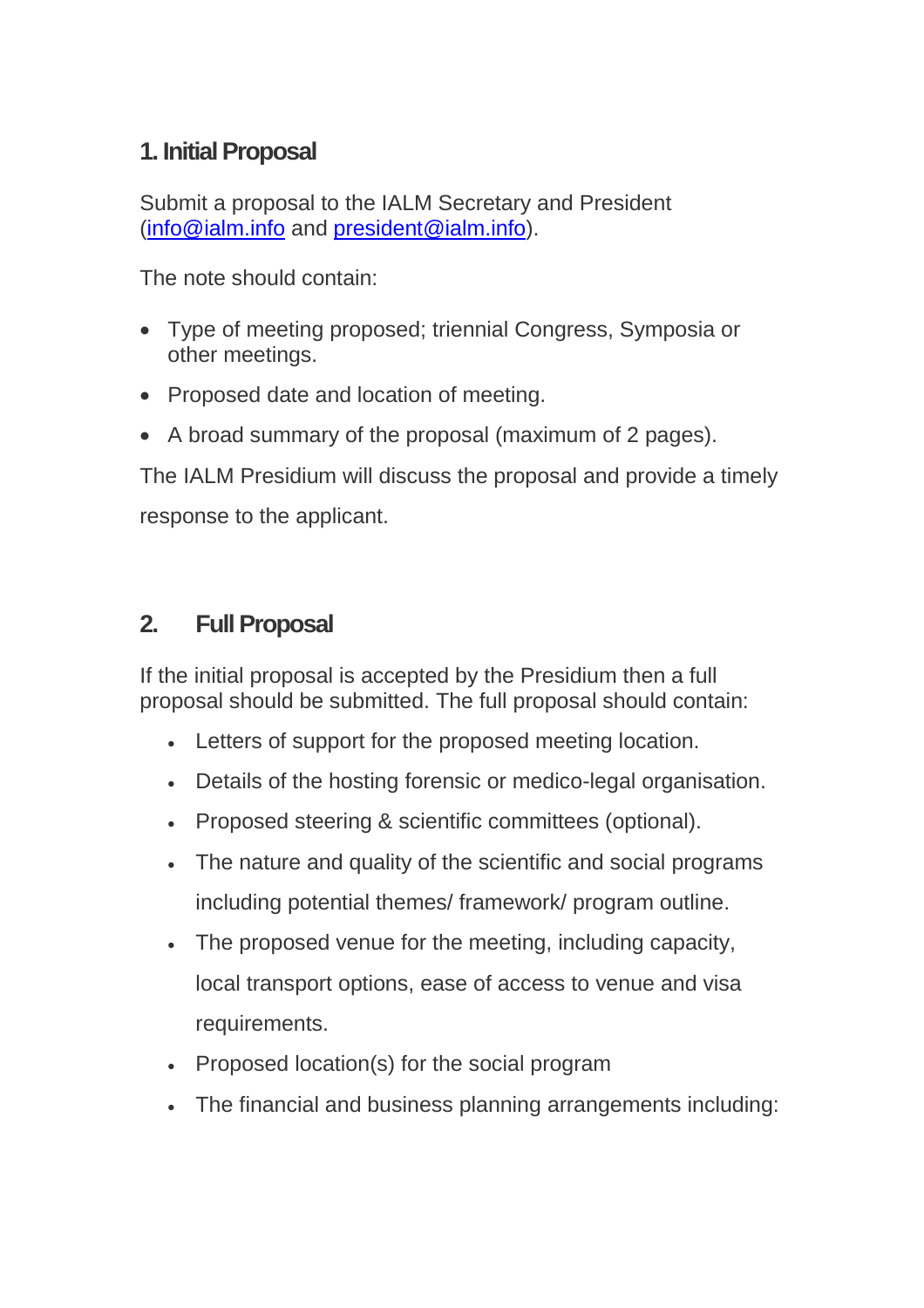## 1. Initial Proposal

Submit a proposal to the IALM Secretary and President (info@ialm.info and president@ialm.info).

The note should contain:

- Type of meeting proposed; triennial Congress, Symposia or other meetings.
- Proposed date and location of meeting.
- A broad summary of the proposal (maximum of 2 pages).

The IALM Presidium will discuss the proposal and provide a timely response to the applicant.

## 2. Full Proposal

If the initial proposal is accepted by the Presidium then a full proposal should be submitted. The full proposal should contain:

- Letters of support for the proposed meeting location.
- Details of the hosting forensic or medico-legal organisation.
- Proposed steering & scientific committees (optional).
- The nature and quality of the scientific and social programs including potential themes/ framework/ program outline.
- The proposed venue for the meeting, including capacity, local transport options, ease of access to venue and visa requirements.
- Proposed location(s) for the social program
- The financial and business planning arrangements including: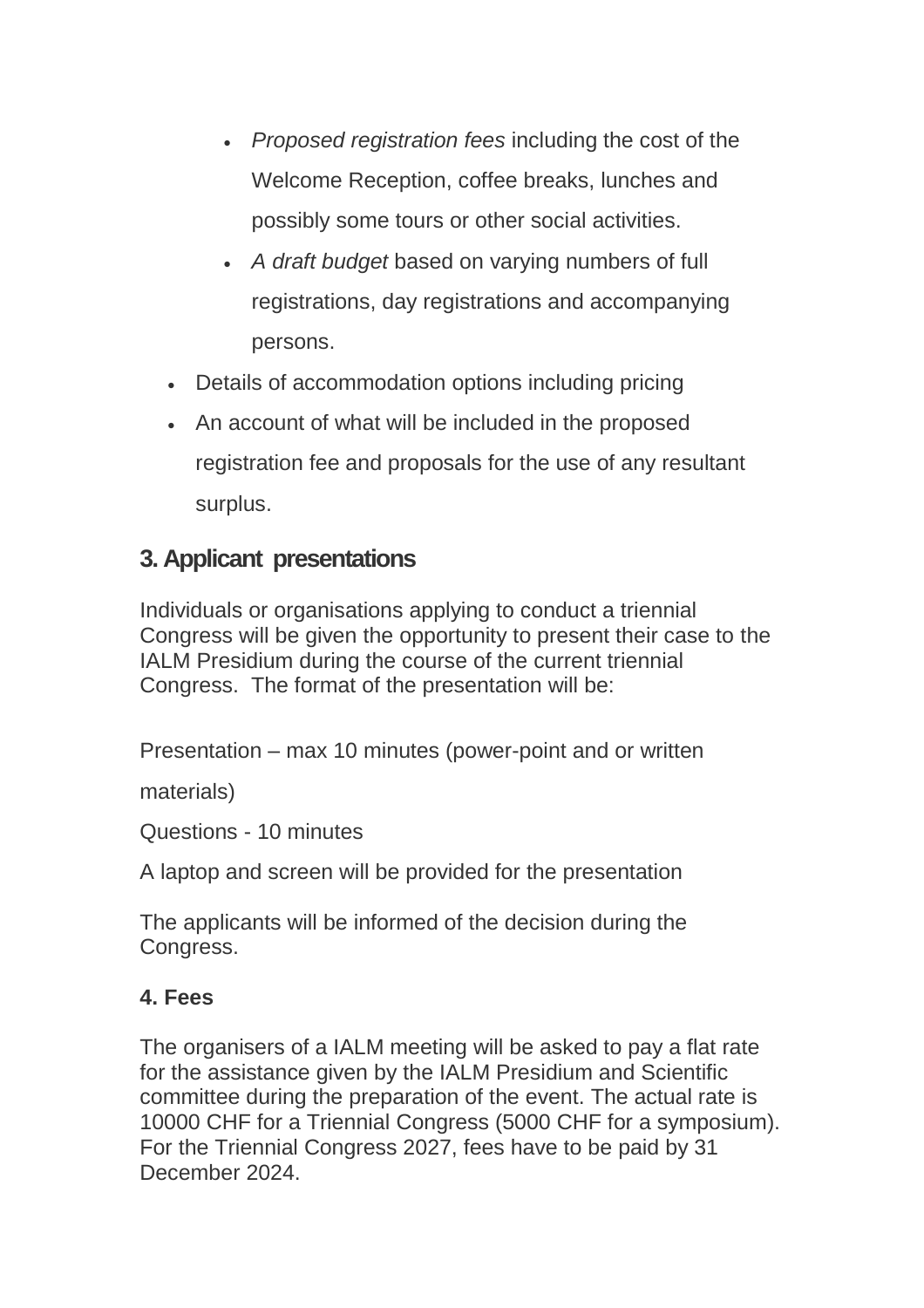- *Proposed registration fees* including the cost of the Welcome Reception, coffee breaks, lunches and possibly some tours or other social activities.
  - *A draft budget* based on varying numbers of full registrations, day registrations and accompanying persons.
- Details of accommodation options including pricing
- An account of what will be included in the proposed registration fee and proposals for the use of any resultant surplus.

## 3. Applicant presentations

Individuals or organisations applying to conduct a triennial Congress will be given the opportunity to present their case to the IALM Presidium during the course of the current triennial Congress. The format of the presentation will be:

Presentation – max 10 minutes (power-point and or written materials)

Questions - 10 minutes

A laptop and screen will be provided for the presentation

The applicants will be informed of the decision during the Congress.

### 4. Fees

The organisers of a IALM meeting will be asked to pay a flat rate for the assistance given by the IALM Presidium and Scientific committee during the preparation of the event. The actual rate is 10000 CHF for a Triennial Congress (5000 CHF for a symposium). For the Triennial Congress 2027, fees have to be paid by 31 December 2024.